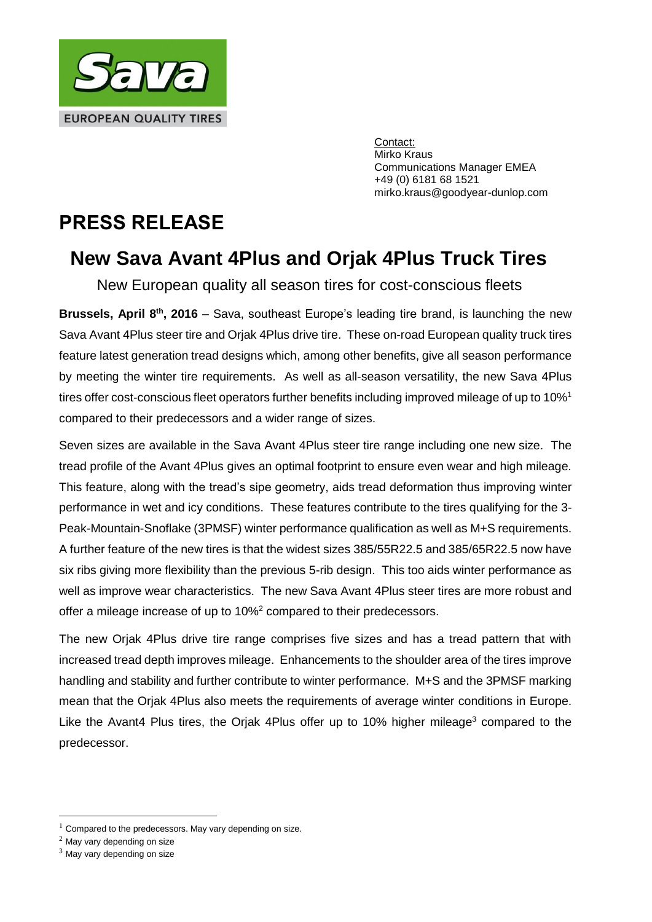Sava

EUROPEAN QUALITY TIRES

Contact:
Mirko Kraus
Communications Manager EMEA
+49 (0) 6181 68 1521
mirko.kraus@goodyear-dunlop.com

# PRESS RELEASE

## New Sava Avant 4Plus and Orjak 4Plus Truck Tires

New European quality all season tires for cost-conscious fleets

**Brussels, April 8th, 2016** – Sava, southeast Europe's leading tire brand, is launching the new Sava Avant 4Plus steer tire and Orjak 4Plus drive tire. These on-road European quality truck tires feature latest generation tread designs which, among other benefits, give all season performance by meeting the winter tire requirements. As well as all-season versatility, the new Sava 4Plus tires offer cost-conscious fleet operators further benefits including improved mileage of up to 10%[1] compared to their predecessors and a wider range of sizes.

Seven sizes are available in the Sava Avant 4Plus steer tire range including one new size. The tread profile of the Avant 4Plus gives an optimal footprint to ensure even wear and high mileage. This feature, along with the tread's sipe geometry, aids tread deformation thus improving winter performance in wet and icy conditions. These features contribute to the tires qualifying for the 3-Peak-Mountain-Snoflake (3PMSF) winter performance qualification as well as M+S requirements. A further feature of the new tires is that the widest sizes 385/55R22.5 and 385/65R22.5 now have six ribs giving more flexibility than the previous 5-rib design. This too aids winter performance as well as improve wear characteristics. The new Sava Avant 4Plus steer tires are more robust and offer a mileage increase of up to 10%[2] compared to their predecessors.

The new Orjak 4Plus drive tire range comprises five sizes and has a tread pattern that with increased tread depth improves mileage. Enhancements to the shoulder area of the tires improve handling and stability and further contribute to winter performance. M+S and the 3PMSF marking mean that the Orjak 4Plus also meets the requirements of average winter conditions in Europe. Like the Avant4 Plus tires, the Orjak 4Plus offer up to 10% higher mileage[3] compared to the predecessor.

---

[1] Compared to the predecessors. May vary depending on size.

[2] May vary depending on size

[3] May vary depending on size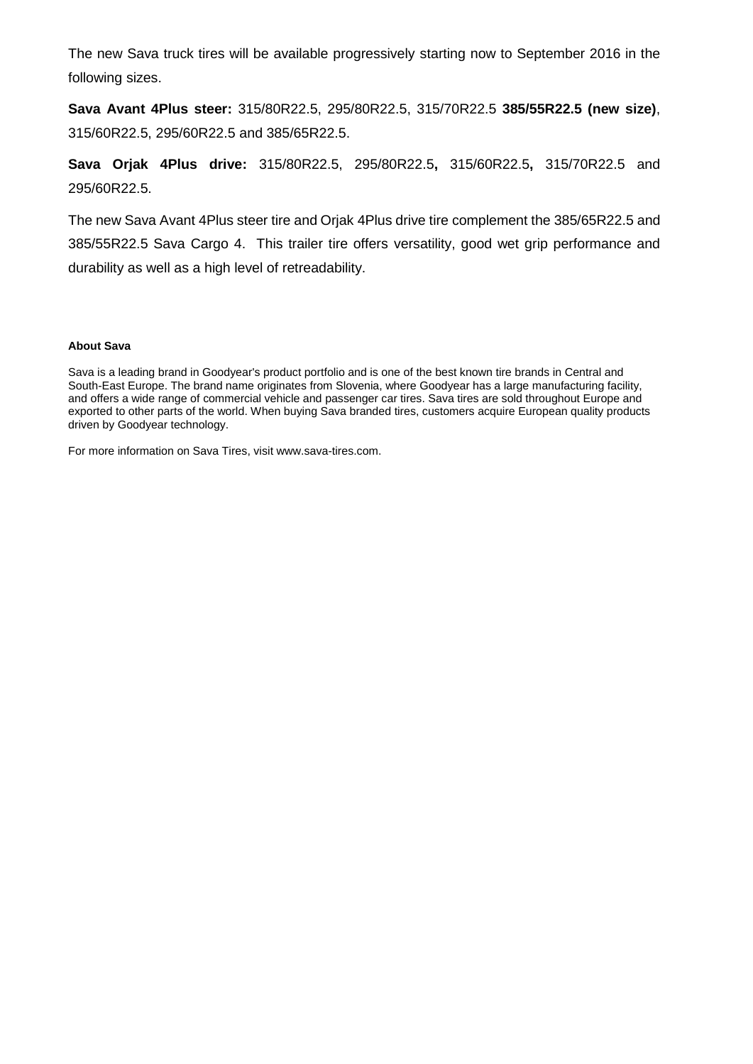The new Sava truck tires will be available progressively starting now to September 2016 in the following sizes.

**Sava Avant 4Plus steer:** 315/80R22.5, 295/80R22.5, 315/70R22.5 **385/55R22.5 (new size)**, 315/60R22.5, 295/60R22.5 and 385/65R22.5.

**Sava Orjak 4Plus drive:** 315/80R22.5, 295/80R22.5**,** 315/60R22.5**,** 315/70R22.5 and 295/60R22.5.

The new Sava Avant 4Plus steer tire and Orjak 4Plus drive tire complement the 385/65R22.5 and 385/55R22.5 Sava Cargo 4. This trailer tire offers versatility, good wet grip performance and durability as well as a high level of retreadability.

**About Sava**

Sava is a leading brand in Goodyear's product portfolio and is one of the best known tire brands in Central and South-East Europe. The brand name originates from Slovenia, where Goodyear has a large manufacturing facility, and offers a wide range of commercial vehicle and passenger car tires. Sava tires are sold throughout Europe and exported to other parts of the world. When buying Sava branded tires, customers acquire European quality products driven by Goodyear technology.

For more information on Sava Tires, visit www.sava-tires.com.